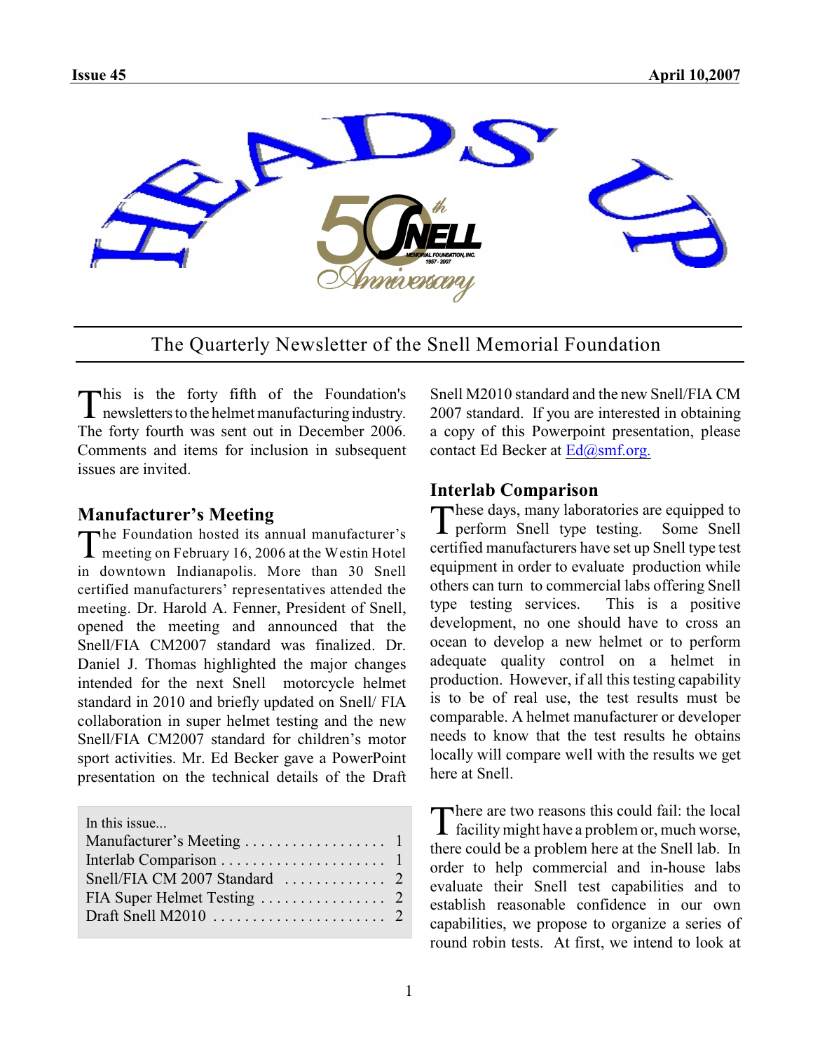Issue 45 April 10,2007

# HEADS UP

The Quarterly Newsletter of the Snell Memorial Foundation

This is the forty fifth of the Foundation's newsletters to the helmet manufacturing industry. The forty fourth was sent out in December 2006. Comments and items for inclusion in subsequent issues are invited.

## Manufacturer's Meeting

The Foundation hosted its annual manufacturer's meeting on February 16, 2006 at the Westin Hotel in downtown Indianapolis. More than 30 Snell certified manufacturers' representatives attended the meeting. Dr. Harold A. Fenner, President of Snell, opened the meeting and announced that the Snell/FIA CM2007 standard was finalized. Dr. Daniel J. Thomas highlighted the major changes intended for the next Snell motorcycle helmet standard in 2010 and briefly updated on Snell/ FIA collaboration in super helmet testing and the new Snell/FIA CM2007 standard for children's motor sport activities. Mr. Ed Becker gave a PowerPoint presentation on the technical details of the Draft Snell M2010 standard and the new Snell/FIA CM 2007 standard. If you are interested in obtaining a copy of this Powerpoint presentation, please contact Ed Becker at Ed@smf.org.

| In this issue... | |
|---|---|
| Manufacturer's Meeting | 1 |
| Interlab Comparison | 1 |
| Snell/FIA CM 2007 Standard | 2 |
| FIA Super Helmet Testing | 2 |
| Draft Snell M2010 | 2 |

## Interlab Comparison

These days, many laboratories are equipped to perform Snell type testing. Some Snell certified manufacturers have set up Snell type test equipment in order to evaluate production while others can turn to commercial labs offering Snell type testing services. This is a positive development, no one should have to cross an ocean to develop a new helmet or to perform adequate quality control on a helmet in production. However, if all this testing capability is to be of real use, the test results must be comparable. A helmet manufacturer or developer needs to know that the test results he obtains locally will compare well with the results we get here at Snell.

There are two reasons this could fail: the local facility might have a problem or, much worse, there could be a problem here at the Snell lab. In order to help commercial and in-house labs evaluate their Snell test capabilities and to establish reasonable confidence in our own capabilities, we propose to organize a series of round robin tests. At first, we intend to look at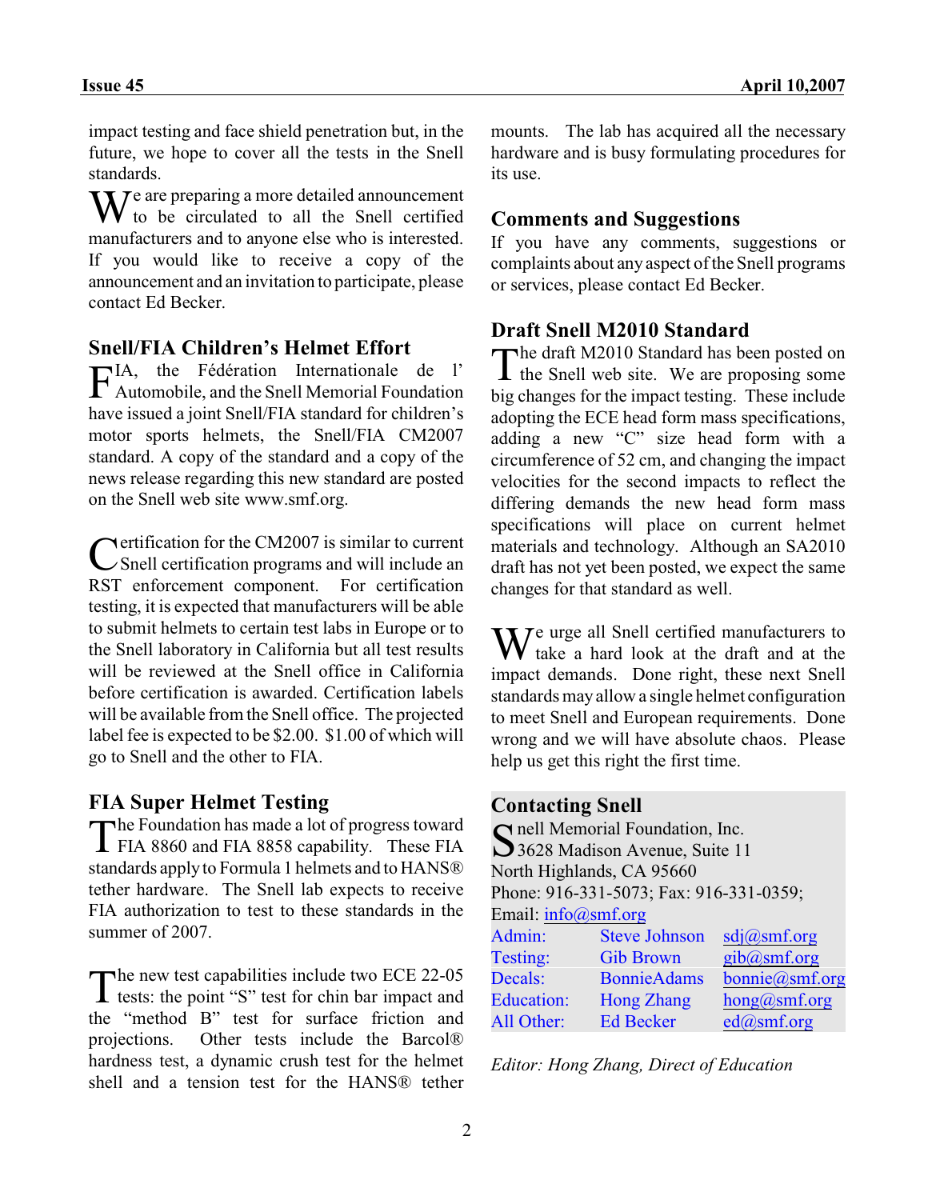impact testing and face shield penetration but, in the future, we hope to cover all the tests in the Snell standards.

We are preparing a more detailed announcement to be circulated to all the Snell certified manufacturers and to anyone else who is interested. If you would like to receive a copy of the announcement and an invitation to participate, please contact Ed Becker.

## Snell/FIA Children's Helmet Effort

FIA, the Fédération Internationale de l' Automobile, and the Snell Memorial Foundation have issued a joint Snell/FIA standard for children's motor sports helmets, the Snell/FIA CM2007 standard. A copy of the standard and a copy of the news release regarding this new standard are posted on the Snell web site www.smf.org.

Certification for the CM2007 is similar to current Snell certification programs and will include an RST enforcement component. For certification testing, it is expected that manufacturers will be able to submit helmets to certain test labs in Europe or to the Snell laboratory in California but all test results will be reviewed at the Snell office in California before certification is awarded. Certification labels will be available from the Snell office. The projected label fee is expected to be $2.00. $1.00 of which will go to Snell and the other to FIA.

## FIA Super Helmet Testing

The Foundation has made a lot of progress toward FIA 8860 and FIA 8858 capability. These FIA standards apply to Formula 1 helmets and to HANS® tether hardware. The Snell lab expects to receive FIA authorization to test to these standards in the summer of 2007.

The new test capabilities include two ECE 22-05 tests: the point "S" test for chin bar impact and the "method B" test for surface friction and projections. Other tests include the Barcol® hardness test, a dynamic crush test for the helmet shell and a tension test for the HANS® tether mounts. The lab has acquired all the necessary hardware and is busy formulating procedures for its use.

## Comments and Suggestions

If you have any comments, suggestions or complaints about any aspect of the Snell programs or services, please contact Ed Becker.

## Draft Snell M2010 Standard

The draft M2010 Standard has been posted on the Snell web site. We are proposing some big changes for the impact testing. These include adopting the ECE head form mass specifications, adding a new "C" size head form with a circumference of 52 cm, and changing the impact velocities for the second impacts to reflect the differing demands the new head form mass specifications will place on current helmet materials and technology. Although an SA2010 draft has not yet been posted, we expect the same changes for that standard as well.

We urge all Snell certified manufacturers to take a hard look at the draft and at the impact demands. Done right, these next Snell standards may allow a single helmet configuration to meet Snell and European requirements. Done wrong and we will have absolute chaos. Please help us get this right the first time.

## Contacting Snell

Snell Memorial Foundation, Inc.
3628 Madison Avenue, Suite 11
North Highlands, CA 95660
Phone: 916-331-5073; Fax: 916-331-0359;
Email: info@smf.org

| | | |
|---|---|---|
| Admin: | Steve Johnson | sdj@smf.org |
| Testing: | Gib Brown | gib@smf.org |
| Decals: | BonnieAdams | bonnie@smf.org |
| Education: | Hong Zhang | hong@smf.org |
| All Other: | Ed Becker | ed@smf.org |

*Editor: Hong Zhang, Direct of Education*